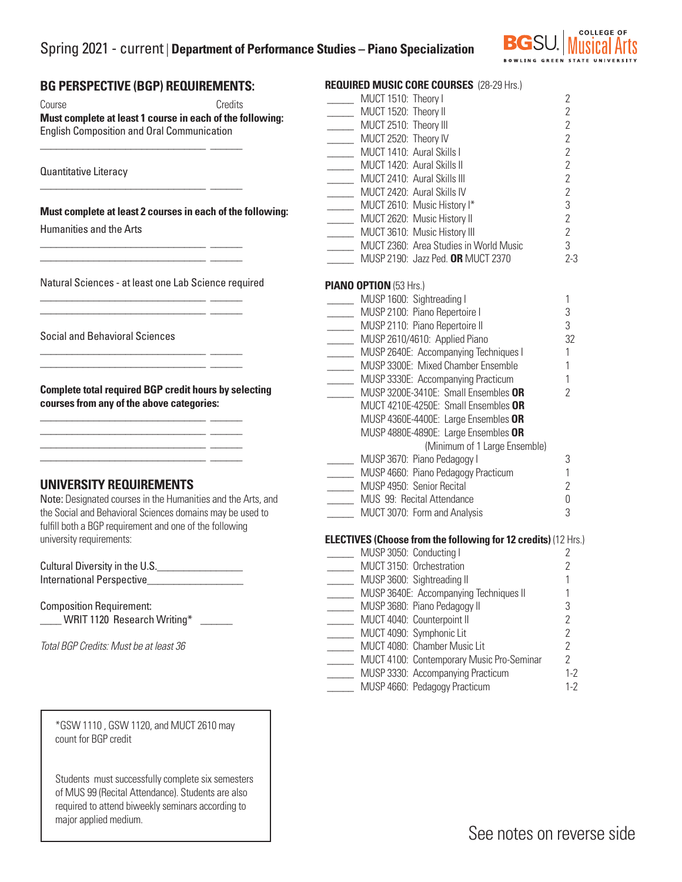# Spring 2021 - current | Department of Performance Studies – Piano Specialization

BGSU | College of Musical Arts — Bowling Green State University

## BG PERSPECTIVE (BGP) REQUIREMENTS:

| Course | Credits |
|---|---|

**Must complete at least 1 course in each of the following:**

English Composition and Oral Communication

_______________________________ ______

Quantitative Literacy

_______________________________ ______

**Must complete at least 2 courses in each of the following:**

Humanities and the Arts

_______________________________ ______
_______________________________ ______

Natural Sciences - at least one Lab Science required

_______________________________ ______
_______________________________ ______

Social and Behavioral Sciences

_______________________________ ______
_______________________________ ______

**Complete total required BGP credit hours by selecting courses from any of the above categories:**

_______________________________ ______
_______________________________ ______
_______________________________ ______
_______________________________ ______

## UNIVERSITY REQUIREMENTS

Note: Designated courses in the Humanities and the Arts, and the Social and Behavioral Sciences domains may be used to fulfill both a BGP requirement and one of the following university requirements:

Cultural Diversity in the U.S.________________

International Perspective_________________

Composition Requirement:

____ WRIT 1120 Research Writing* ______

*Total BGP Credits: Must be at least 36*

*GSW 1110 , GSW 1120, and MUCT 2610 may count for BGP credit

Students must successfully complete six semesters of MUS 99 (Recital Attendance). Students are also required to attend biweekly seminars according to major applied medium.

## REQUIRED MUSIC CORE COURSES (28-29 Hrs.)

| | Course | Credits |
|---|---|---|
| _____ | MUCT 1510: Theory I | 2 |
| _____ | MUCT 1520: Theory II | 2 |
| _____ | MUCT 2510: Theory III | 2 |
| _____ | MUCT 2520: Theory IV | 2 |
| _____ | MUCT 1410: Aural Skills I | 2 |
| _____ | MUCT 1420: Aural Skills II | 2 |
| _____ | MUCT 2410: Aural Skills III | 2 |
| _____ | MUCT 2420: Aural Skills IV | 2 |
| _____ | MUCT 2610: Music History I* | 3 |
| _____ | MUCT 2620: Music History II | 2 |
| _____ | MUCT 3610: Music History III | 2 |
| _____ | MUCT 2360: Area Studies in World Music | 3 |
| _____ | MUSP 2190: Jazz Ped. **OR** MUCT 2370 | 2-3 |

## PIANO OPTION (53 Hrs.)

| | Course | Credits |
|---|---|---|
| _____ | MUSP 1600: Sightreading I | 1 |
| _____ | MUSP 2100: Piano Repertoire I | 3 |
| _____ | MUSP 2110: Piano Repertoire II | 3 |
| _____ | MUSP 2610/4610: Applied Piano | 32 |
| _____ | MUSP 2640E: Accompanying Techniques I | 1 |
| _____ | MUSP 3300E: Mixed Chamber Ensemble | 1 |
| _____ | MUSP 3330E: Accompanying Practicum | 1 |
| _____ | MUSP 3200E-3410E: Small Ensembles **OR** MUCT 4210E-4250E: Small Ensembles **OR** MUSP 4360E-4400E: Large Ensembles **OR** MUSP 4880E-4890E: Large Ensembles **OR** (Minimum of 1 Large Ensemble) | 2 |
| _____ | MUSP 3670: Piano Pedagogy I | 3 |
| _____ | MUSP 4660: Piano Pedagogy Practicum | 1 |
| _____ | MUSP 4950: Senior Recital | 2 |
| _____ | MUS 99: Recital Attendance | 0 |
| _____ | MUCT 3070: Form and Analysis | 3 |

## ELECTIVES (Choose from the following for 12 credits) (12 Hrs.)

| | Course | Credits |
|---|---|---|
| _____ | MUSP 3050: Conducting I | 2 |
| _____ | MUCT 3150: Orchestration | 2 |
| _____ | MUSP 3600: Sightreading II | 1 |
| _____ | MUSP 3640E: Accompanying Techniques II | 1 |
| _____ | MUSP 3680: Piano Pedagogy II | 3 |
| _____ | MUCT 4040: Counterpoint II | 2 |
| _____ | MUCT 4090: Symphonic Lit | 2 |
| _____ | MUCT 4080: Chamber Music Lit | 2 |
| _____ | MUCT 4100: Contemporary Music Pro-Seminar | 2 |
| _____ | MUSP 3330: Accompanying Practicum | 1-2 |
| _____ | MUSP 4660: Pedagogy Practicum | 1-2 |

See notes on reverse side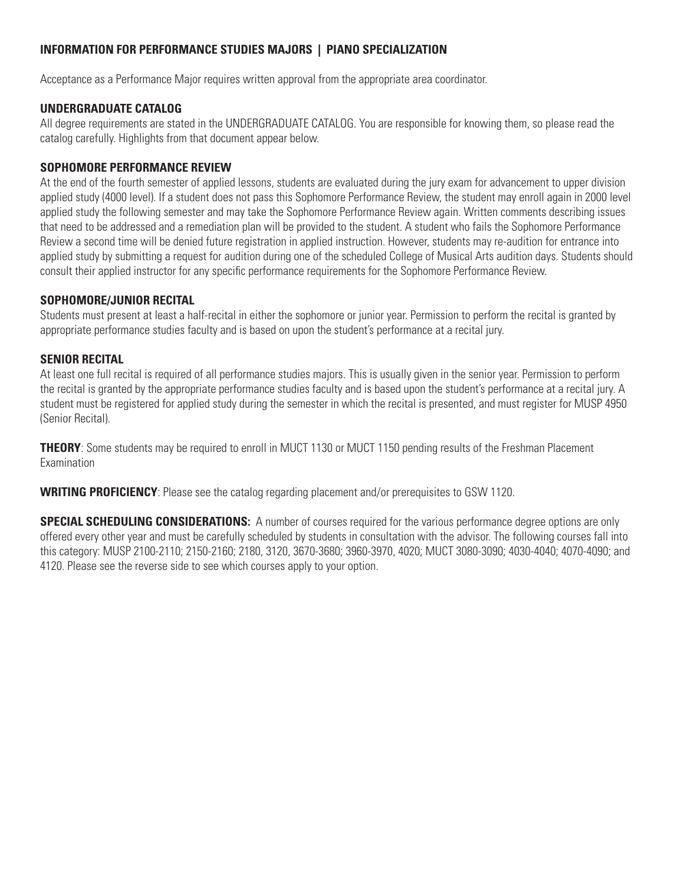## INFORMATION FOR PERFORMANCE STUDIES MAJORS | PIANO SPECIALIZATION

Acceptance as a Performance Major requires written approval from the appropriate area coordinator.

### UNDERGRADUATE CATALOG

All degree requirements are stated in the UNDERGRADUATE CATALOG. You are responsible for knowing them, so please read the catalog carefully. Highlights from that document appear below.

### SOPHOMORE PERFORMANCE REVIEW

At the end of the fourth semester of applied lessons, students are evaluated during the jury exam for advancement to upper division applied study (4000 level). If a student does not pass this Sophomore Performance Review, the student may enroll again in 2000 level applied study the following semester and may take the Sophomore Performance Review again. Written comments describing issues that need to be addressed and a remediation plan will be provided to the student. A student who fails the Sophomore Performance Review a second time will be denied future registration in applied instruction. However, students may re-audition for entrance into applied study by submitting a request for audition during one of the scheduled College of Musical Arts audition days. Students should consult their applied instructor for any specific performance requirements for the Sophomore Performance Review.

### SOPHOMORE/JUNIOR RECITAL

Students must present at least a half-recital in either the sophomore or junior year. Permission to perform the recital is granted by appropriate performance studies faculty and is based on upon the student's performance at a recital jury.

### SENIOR RECITAL

At least one full recital is required of all performance studies majors. This is usually given in the senior year. Permission to perform the recital is granted by the appropriate performance studies faculty and is based upon the student's performance at a recital jury. A student must be registered for applied study during the semester in which the recital is presented, and must register for MUSP 4950 (Senior Recital).

**THEORY**: Some students may be required to enroll in MUCT 1130 or MUCT 1150 pending results of the Freshman Placement Examination

**WRITING PROFICIENCY**: Please see the catalog regarding placement and/or prerequisites to GSW 1120.

**SPECIAL SCHEDULING CONSIDERATIONS:** A number of courses required for the various performance degree options are only offered every other year and must be carefully scheduled by students in consultation with the advisor. The following courses fall into this category: MUSP 2100-2110; 2150-2160; 2180, 3120, 3670-3680; 3960-3970, 4020; MUCT 3080-3090; 4030-4040; 4070-4090; and 4120. Please see the reverse side to see which courses apply to your option.